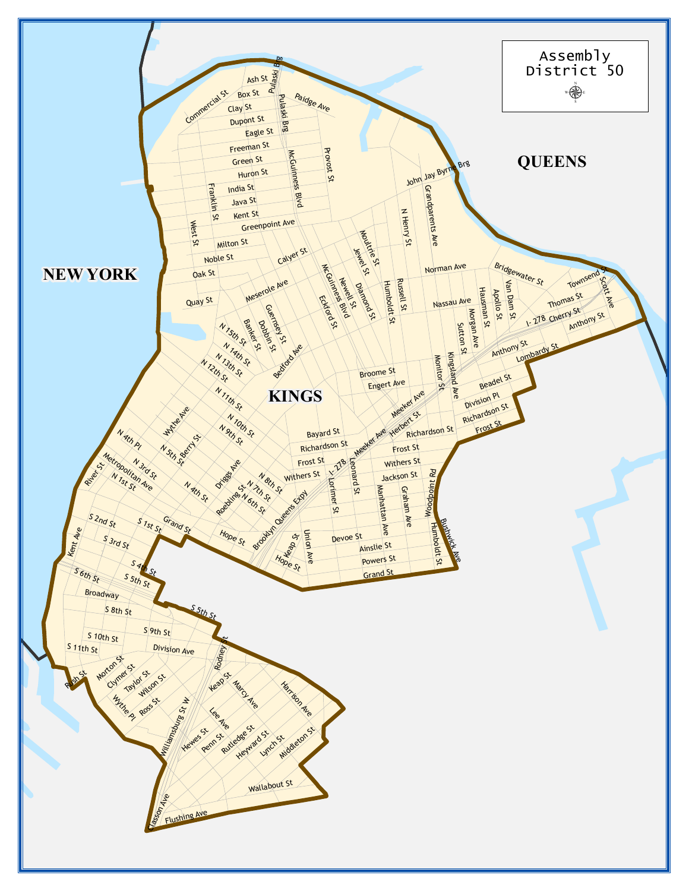# Assembly District 50

QUEENS

NEW YORK

KINGS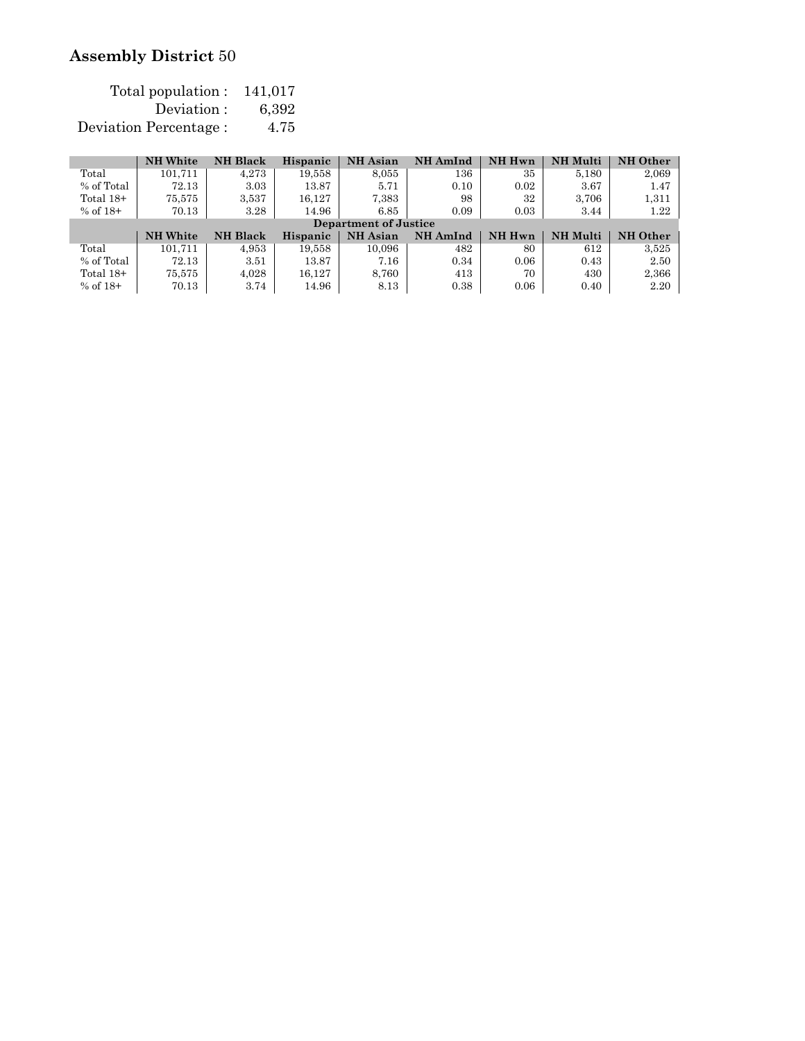**Assembly District** 50

| | |
|---|---|
| Total population : | 141,017 |
| Deviation : | 6,392 |
| Deviation Percentage : | 4.75 |

| | NH White | NH Black | Hispanic | NH Asian | NH AmInd | NH Hwn | NH Multi | NH Other |
|---|---|---|---|---|---|---|---|---|
| Total | 101,711 | 4,273 | 19,558 | 8,055 | 136 | 35 | 5,180 | 2,069 |
| % of Total | 72.13 | 3.03 | 13.87 | 5.71 | 0.10 | 0.02 | 3.67 | 1.47 |
| Total 18+ | 75,575 | 3,537 | 16,127 | 7,383 | 98 | 32 | 3,706 | 1,311 |
| % of 18+ | 70.13 | 3.28 | 14.96 | 6.85 | 0.09 | 0.03 | 3.44 | 1.22 |
| **Department of Justice** | | | | | | | | |
| | **NH White** | **NH Black** | **Hispanic** | **NH Asian** | **NH AmInd** | **NH Hwn** | **NH Multi** | **NH Other** |
| Total | 101,711 | 4,953 | 19,558 | 10,096 | 482 | 80 | 612 | 3,525 |
| % of Total | 72.13 | 3.51 | 13.87 | 7.16 | 0.34 | 0.06 | 0.43 | 2.50 |
| Total 18+ | 75,575 | 4,028 | 16,127 | 8,760 | 413 | 70 | 430 | 2,366 |
| % of 18+ | 70.13 | 3.74 | 14.96 | 8.13 | 0.38 | 0.06 | 0.40 | 2.20 |